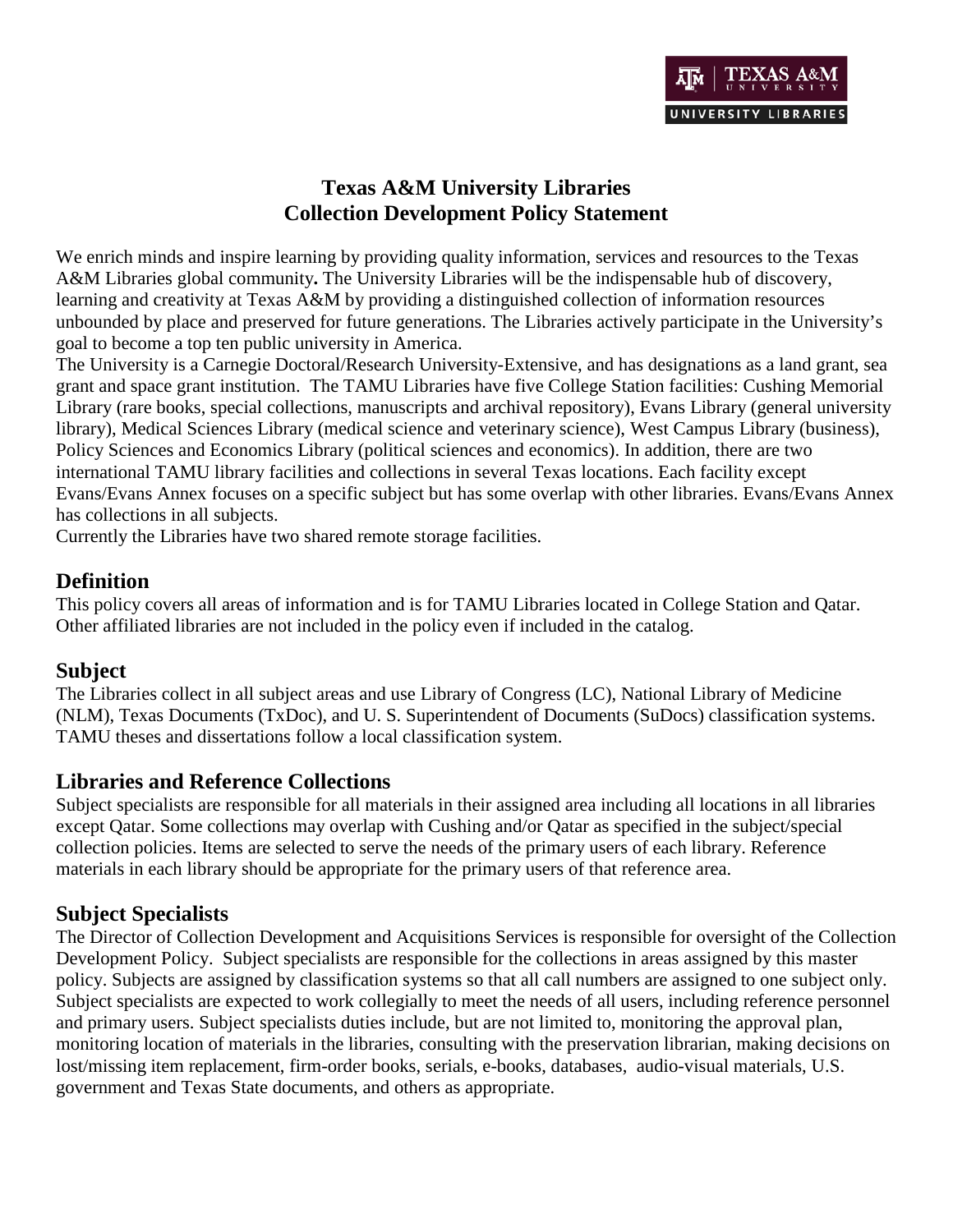# Texas A&M University Libraries
# Collection Development Policy Statement

We enrich minds and inspire learning by providing quality information, services and resources to the Texas A&M Libraries global community**.** The University Libraries will be the indispensable hub of discovery, learning and creativity at Texas A&M by providing a distinguished collection of information resources unbounded by place and preserved for future generations. The Libraries actively participate in the University's goal to become a top ten public university in America.

The University is a Carnegie Doctoral/Research University-Extensive, and has designations as a land grant, sea grant and space grant institution. The TAMU Libraries have five College Station facilities: Cushing Memorial Library (rare books, special collections, manuscripts and archival repository), Evans Library (general university library), Medical Sciences Library (medical science and veterinary science), West Campus Library (business), Policy Sciences and Economics Library (political sciences and economics). In addition, there are two international TAMU library facilities and collections in several Texas locations. Each facility except Evans/Evans Annex focuses on a specific subject but has some overlap with other libraries. Evans/Evans Annex has collections in all subjects.

Currently the Libraries have two shared remote storage facilities.

## Definition

This policy covers all areas of information and is for TAMU Libraries located in College Station and Qatar. Other affiliated libraries are not included in the policy even if included in the catalog.

## Subject

The Libraries collect in all subject areas and use Library of Congress (LC), National Library of Medicine (NLM), Texas Documents (TxDoc), and U. S. Superintendent of Documents (SuDocs) classification systems. TAMU theses and dissertations follow a local classification system.

## Libraries and Reference Collections

Subject specialists are responsible for all materials in their assigned area including all locations in all libraries except Qatar. Some collections may overlap with Cushing and/or Qatar as specified in the subject/special collection policies. Items are selected to serve the needs of the primary users of each library. Reference materials in each library should be appropriate for the primary users of that reference area.

## Subject Specialists

The Director of Collection Development and Acquisitions Services is responsible for oversight of the Collection Development Policy. Subject specialists are responsible for the collections in areas assigned by this master policy. Subjects are assigned by classification systems so that all call numbers are assigned to one subject only. Subject specialists are expected to work collegially to meet the needs of all users, including reference personnel and primary users. Subject specialists duties include, but are not limited to, monitoring the approval plan, monitoring location of materials in the libraries, consulting with the preservation librarian, making decisions on lost/missing item replacement, firm-order books, serials, e-books, databases, audio-visual materials, U.S. government and Texas State documents, and others as appropriate.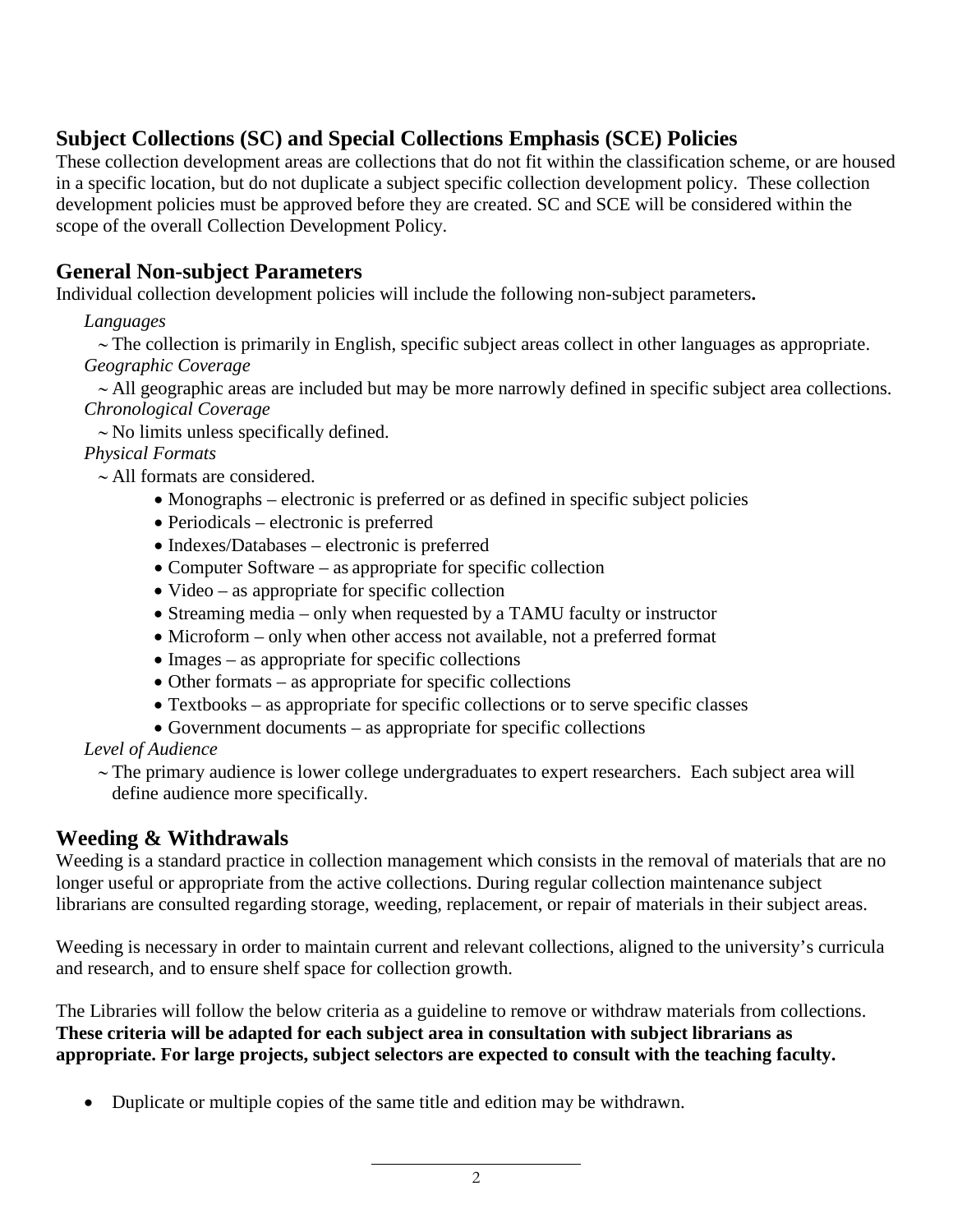## Subject Collections (SC) and Special Collections Emphasis (SCE) Policies

These collection development areas are collections that do not fit within the classification scheme, or are housed in a specific location, but do not duplicate a subject specific collection development policy. These collection development policies must be approved before they are created. SC and SCE will be considered within the scope of the overall Collection Development Policy.

## General Non-subject Parameters

Individual collection development policies will include the following non-subject parameters**.**

*Languages*

~ The collection is primarily in English, specific subject areas collect in other languages as appropriate.

*Geographic Coverage*

~ All geographic areas are included but may be more narrowly defined in specific subject area collections.

*Chronological Coverage*

~ No limits unless specifically defined.

*Physical Formats*

~ All formats are considered.

- Monographs – electronic is preferred or as defined in specific subject policies
- Periodicals – electronic is preferred
- Indexes/Databases – electronic is preferred
- Computer Software – as appropriate for specific collection
- Video – as appropriate for specific collection
- Streaming media – only when requested by a TAMU faculty or instructor
- Microform – only when other access not available, not a preferred format
- Images – as appropriate for specific collections
- Other formats – as appropriate for specific collections
- Textbooks – as appropriate for specific collections or to serve specific classes
- Government documents – as appropriate for specific collections

*Level of Audience*

~ The primary audience is lower college undergraduates to expert researchers. Each subject area will define audience more specifically.

## Weeding & Withdrawals

Weeding is a standard practice in collection management which consists in the removal of materials that are no longer useful or appropriate from the active collections. During regular collection maintenance subject librarians are consulted regarding storage, weeding, replacement, or repair of materials in their subject areas.

Weeding is necessary in order to maintain current and relevant collections, aligned to the university's curricula and research, and to ensure shelf space for collection growth.

The Libraries will follow the below criteria as a guideline to remove or withdraw materials from collections. **These criteria will be adapted for each subject area in consultation with subject librarians as appropriate. For large projects, subject selectors are expected to consult with the teaching faculty.**

- Duplicate or multiple copies of the same title and edition may be withdrawn.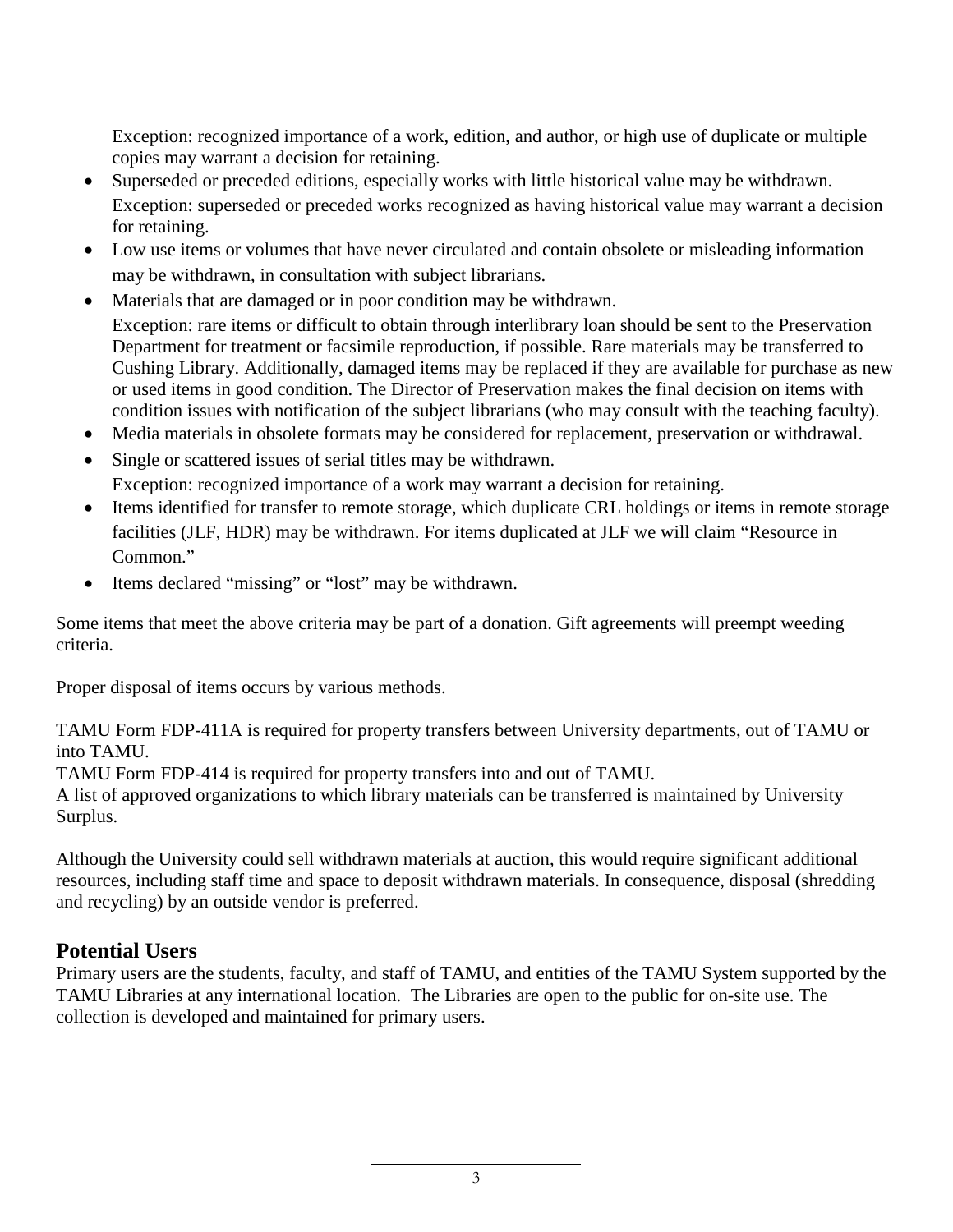Exception: recognized importance of a work, edition, and author, or high use of duplicate or multiple copies may warrant a decision for retaining.

- Superseded or preceded editions, especially works with little historical value may be withdrawn. Exception: superseded or preceded works recognized as having historical value may warrant a decision for retaining.
- Low use items or volumes that have never circulated and contain obsolete or misleading information may be withdrawn, in consultation with subject librarians.
- Materials that are damaged or in poor condition may be withdrawn.
  Exception: rare items or difficult to obtain through interlibrary loan should be sent to the Preservation Department for treatment or facsimile reproduction, if possible. Rare materials may be transferred to Cushing Library. Additionally, damaged items may be replaced if they are available for purchase as new or used items in good condition. The Director of Preservation makes the final decision on items with condition issues with notification of the subject librarians (who may consult with the teaching faculty).
- Media materials in obsolete formats may be considered for replacement, preservation or withdrawal.
- Single or scattered issues of serial titles may be withdrawn.
  Exception: recognized importance of a work may warrant a decision for retaining.
- Items identified for transfer to remote storage, which duplicate CRL holdings or items in remote storage facilities (JLF, HDR) may be withdrawn. For items duplicated at JLF we will claim "Resource in Common."
- Items declared "missing" or "lost" may be withdrawn.

Some items that meet the above criteria may be part of a donation. Gift agreements will preempt weeding criteria.

Proper disposal of items occurs by various methods.

TAMU Form FDP-411A is required for property transfers between University departments, out of TAMU or into TAMU.
TAMU Form FDP-414 is required for property transfers into and out of TAMU.
A list of approved organizations to which library materials can be transferred is maintained by University Surplus.

Although the University could sell withdrawn materials at auction, this would require significant additional resources, including staff time and space to deposit withdrawn materials. In consequence, disposal (shredding and recycling) by an outside vendor is preferred.

## Potential Users

Primary users are the students, faculty, and staff of TAMU, and entities of the TAMU System supported by the TAMU Libraries at any international location. The Libraries are open to the public for on-site use. The collection is developed and maintained for primary users.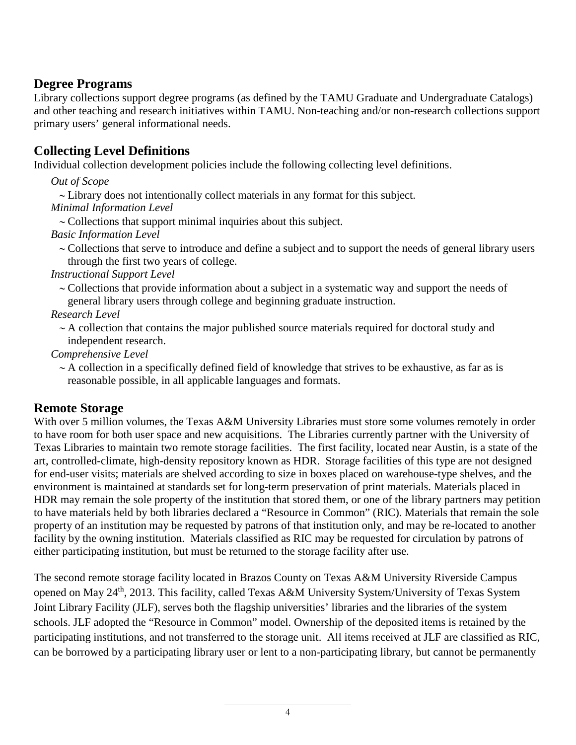## Degree Programs

Library collections support degree programs (as defined by the TAMU Graduate and Undergraduate Catalogs) and other teaching and research initiatives within TAMU. Non-teaching and/or non-research collections support primary users' general informational needs.

## Collecting Level Definitions

Individual collection development policies include the following collecting level definitions.

*Out of Scope*

~ Library does not intentionally collect materials in any format for this subject.

*Minimal Information Level*

~ Collections that support minimal inquiries about this subject.

*Basic Information Level*

~ Collections that serve to introduce and define a subject and to support the needs of general library users through the first two years of college.

*Instructional Support Level*

~ Collections that provide information about a subject in a systematic way and support the needs of general library users through college and beginning graduate instruction.

*Research Level*

~ A collection that contains the major published source materials required for doctoral study and independent research.

*Comprehensive Level*

~ A collection in a specifically defined field of knowledge that strives to be exhaustive, as far as is reasonable possible, in all applicable languages and formats.

## Remote Storage

With over 5 million volumes, the Texas A&M University Libraries must store some volumes remotely in order to have room for both user space and new acquisitions. The Libraries currently partner with the University of Texas Libraries to maintain two remote storage facilities. The first facility, located near Austin, is a state of the art, controlled-climate, high-density repository known as HDR. Storage facilities of this type are not designed for end-user visits; materials are shelved according to size in boxes placed on warehouse-type shelves, and the environment is maintained at standards set for long-term preservation of print materials. Materials placed in HDR may remain the sole property of the institution that stored them, or one of the library partners may petition to have materials held by both libraries declared a "Resource in Common" (RIC). Materials that remain the sole property of an institution may be requested by patrons of that institution only, and may be re-located to another facility by the owning institution. Materials classified as RIC may be requested for circulation by patrons of either participating institution, but must be returned to the storage facility after use.

The second remote storage facility located in Brazos County on Texas A&M University Riverside Campus opened on May 24th, 2013. This facility, called Texas A&M University System/University of Texas System Joint Library Facility (JLF), serves both the flagship universities' libraries and the libraries of the system schools. JLF adopted the "Resource in Common" model. Ownership of the deposited items is retained by the participating institutions, and not transferred to the storage unit. All items received at JLF are classified as RIC, can be borrowed by a participating library user or lent to a non-participating library, but cannot be permanently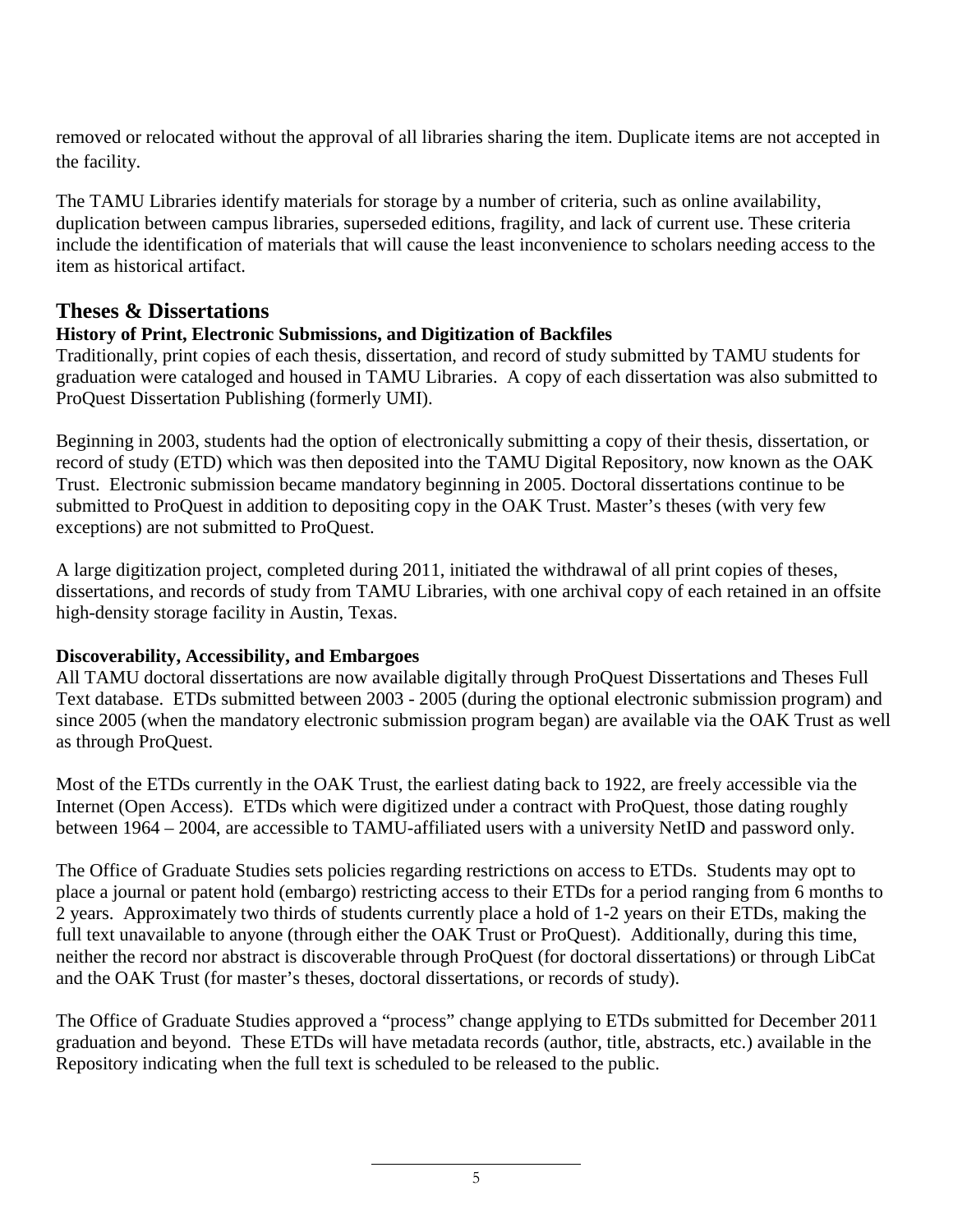removed or relocated without the approval of all libraries sharing the item. Duplicate items are not accepted in the facility.

The TAMU Libraries identify materials for storage by a number of criteria, such as online availability, duplication between campus libraries, superseded editions, fragility, and lack of current use. These criteria include the identification of materials that will cause the least inconvenience to scholars needing access to the item as historical artifact.

## Theses & Dissertations

### History of Print, Electronic Submissions, and Digitization of Backfiles

Traditionally, print copies of each thesis, dissertation, and record of study submitted by TAMU students for graduation were cataloged and housed in TAMU Libraries. A copy of each dissertation was also submitted to ProQuest Dissertation Publishing (formerly UMI).

Beginning in 2003, students had the option of electronically submitting a copy of their thesis, dissertation, or record of study (ETD) which was then deposited into the TAMU Digital Repository, now known as the OAK Trust. Electronic submission became mandatory beginning in 2005. Doctoral dissertations continue to be submitted to ProQuest in addition to depositing copy in the OAK Trust. Master's theses (with very few exceptions) are not submitted to ProQuest.

A large digitization project, completed during 2011, initiated the withdrawal of all print copies of theses, dissertations, and records of study from TAMU Libraries, with one archival copy of each retained in an offsite high-density storage facility in Austin, Texas.

### Discoverability, Accessibility, and Embargoes

All TAMU doctoral dissertations are now available digitally through ProQuest Dissertations and Theses Full Text database. ETDs submitted between 2003 - 2005 (during the optional electronic submission program) and since 2005 (when the mandatory electronic submission program began) are available via the OAK Trust as well as through ProQuest.

Most of the ETDs currently in the OAK Trust, the earliest dating back to 1922, are freely accessible via the Internet (Open Access). ETDs which were digitized under a contract with ProQuest, those dating roughly between 1964 – 2004, are accessible to TAMU-affiliated users with a university NetID and password only.

The Office of Graduate Studies sets policies regarding restrictions on access to ETDs. Students may opt to place a journal or patent hold (embargo) restricting access to their ETDs for a period ranging from 6 months to 2 years. Approximately two thirds of students currently place a hold of 1-2 years on their ETDs, making the full text unavailable to anyone (through either the OAK Trust or ProQuest). Additionally, during this time, neither the record nor abstract is discoverable through ProQuest (for doctoral dissertations) or through LibCat and the OAK Trust (for master's theses, doctoral dissertations, or records of study).

The Office of Graduate Studies approved a "process" change applying to ETDs submitted for December 2011 graduation and beyond. These ETDs will have metadata records (author, title, abstracts, etc.) available in the Repository indicating when the full text is scheduled to be released to the public.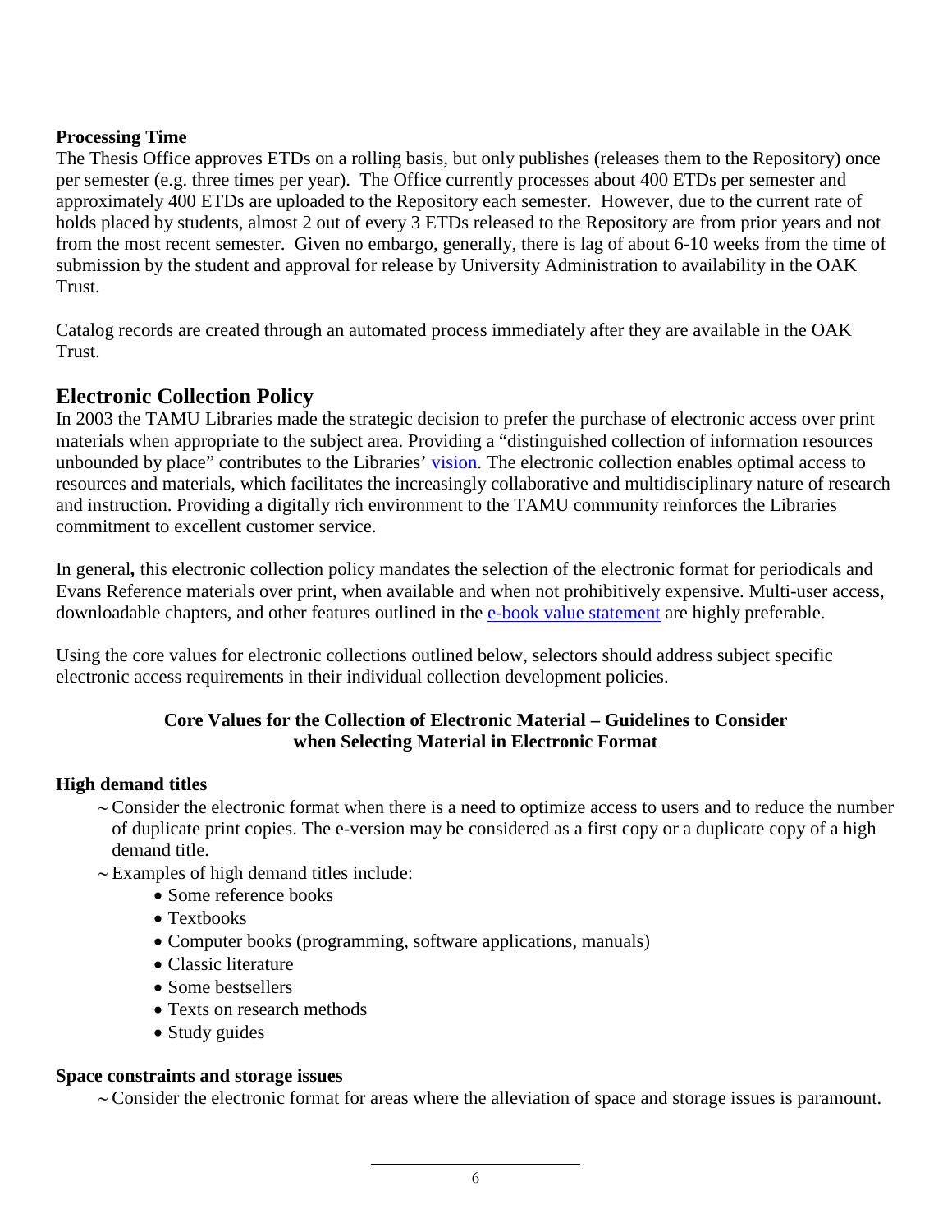**Processing Time**

The Thesis Office approves ETDs on a rolling basis, but only publishes (releases them to the Repository) once per semester (e.g. three times per year). The Office currently processes about 400 ETDs per semester and approximately 400 ETDs are uploaded to the Repository each semester. However, due to the current rate of holds placed by students, almost 2 out of every 3 ETDs released to the Repository are from prior years and not from the most recent semester. Given no embargo, generally, there is lag of about 6-10 weeks from the time of submission by the student and approval for release by University Administration to availability in the OAK Trust.

Catalog records are created through an automated process immediately after they are available in the OAK Trust.

## Electronic Collection Policy

In 2003 the TAMU Libraries made the strategic decision to prefer the purchase of electronic access over print materials when appropriate to the subject area. Providing a "distinguished collection of information resources unbounded by place" contributes to the Libraries' vision. The electronic collection enables optimal access to resources and materials, which facilitates the increasingly collaborative and multidisciplinary nature of research and instruction. Providing a digitally rich environment to the TAMU community reinforces the Libraries commitment to excellent customer service.

In general**,** this electronic collection policy mandates the selection of the electronic format for periodicals and Evans Reference materials over print, when available and when not prohibitively expensive. Multi-user access, downloadable chapters, and other features outlined in the e-book value statement are highly preferable.

Using the core values for electronic collections outlined below, selectors should address subject specific electronic access requirements in their individual collection development policies.

**Core Values for the Collection of Electronic Material – Guidelines to Consider when Selecting Material in Electronic Format**

**High demand titles**

- ~ Consider the electronic format when there is a need to optimize access to users and to reduce the number of duplicate print copies. The e-version may be considered as a first copy or a duplicate copy of a high demand title.
- ~ Examples of high demand titles include:
  - Some reference books
  - Textbooks
  - Computer books (programming, software applications, manuals)
  - Classic literature
  - Some bestsellers
  - Texts on research methods
  - Study guides

**Space constraints and storage issues**

- ~ Consider the electronic format for areas where the alleviation of space and storage issues is paramount.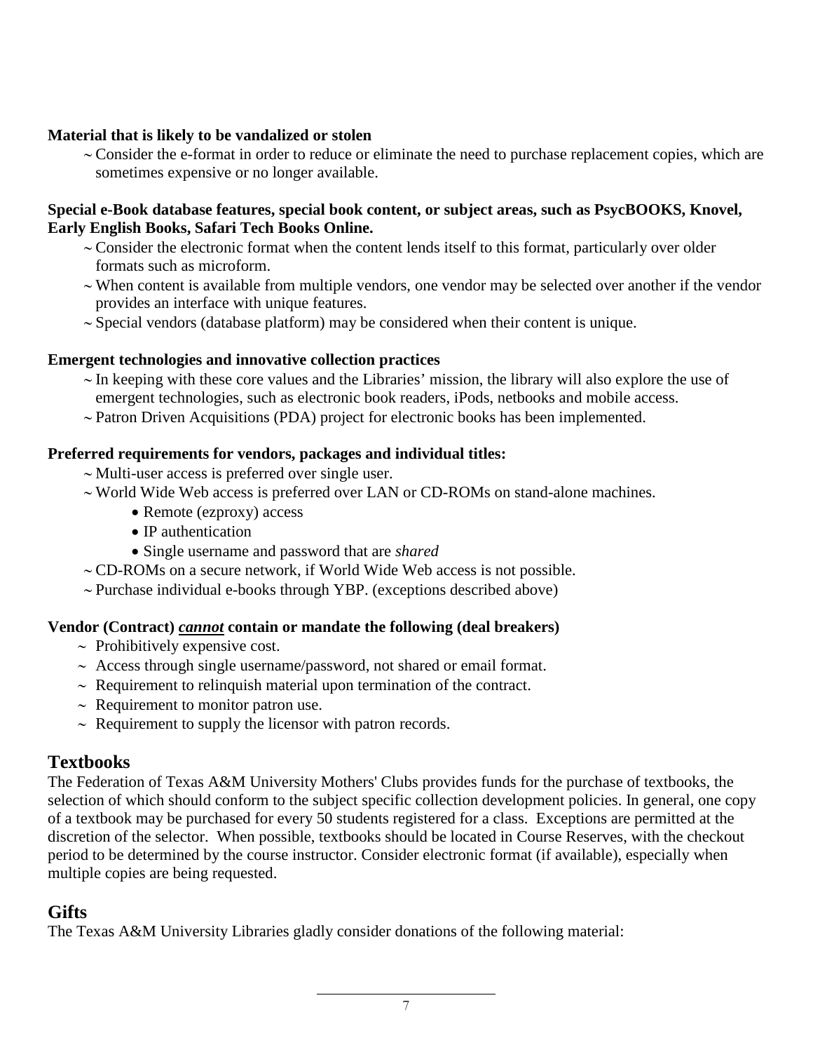**Material that is likely to be vandalized or stolen**

- Consider the e-format in order to reduce or eliminate the need to purchase replacement copies, which are sometimes expensive or no longer available.

**Special e-Book database features, special book content, or subject areas, such as PsycBOOKS, Knovel, Early English Books, Safari Tech Books Online.**

- Consider the electronic format when the content lends itself to this format, particularly over older formats such as microform.
- When content is available from multiple vendors, one vendor may be selected over another if the vendor provides an interface with unique features.
- Special vendors (database platform) may be considered when their content is unique.

**Emergent technologies and innovative collection practices**

- In keeping with these core values and the Libraries' mission, the library will also explore the use of emergent technologies, such as electronic book readers, iPods, netbooks and mobile access.
- Patron Driven Acquisitions (PDA) project for electronic books has been implemented.

**Preferred requirements for vendors, packages and individual titles:**

- Multi-user access is preferred over single user.
- World Wide Web access is preferred over LAN or CD-ROMs on stand-alone machines.
  - Remote (ezproxy) access
  - IP authentication
  - Single username and password that are *shared*
- CD-ROMs on a secure network, if World Wide Web access is not possible.
- Purchase individual e-books through YBP. (exceptions described above)

**Vendor (Contract) *cannot* contain or mandate the following (deal breakers)**

- Prohibitively expensive cost.
- Access through single username/password, not shared or email format.
- Requirement to relinquish material upon termination of the contract.
- Requirement to monitor patron use.
- Requirement to supply the licensor with patron records.

## Textbooks

The Federation of Texas A&M University Mothers' Clubs provides funds for the purchase of textbooks, the selection of which should conform to the subject specific collection development policies. In general, one copy of a textbook may be purchased for every 50 students registered for a class. Exceptions are permitted at the discretion of the selector. When possible, textbooks should be located in Course Reserves, with the checkout period to be determined by the course instructor. Consider electronic format (if available), especially when multiple copies are being requested.

## Gifts

The Texas A&M University Libraries gladly consider donations of the following material: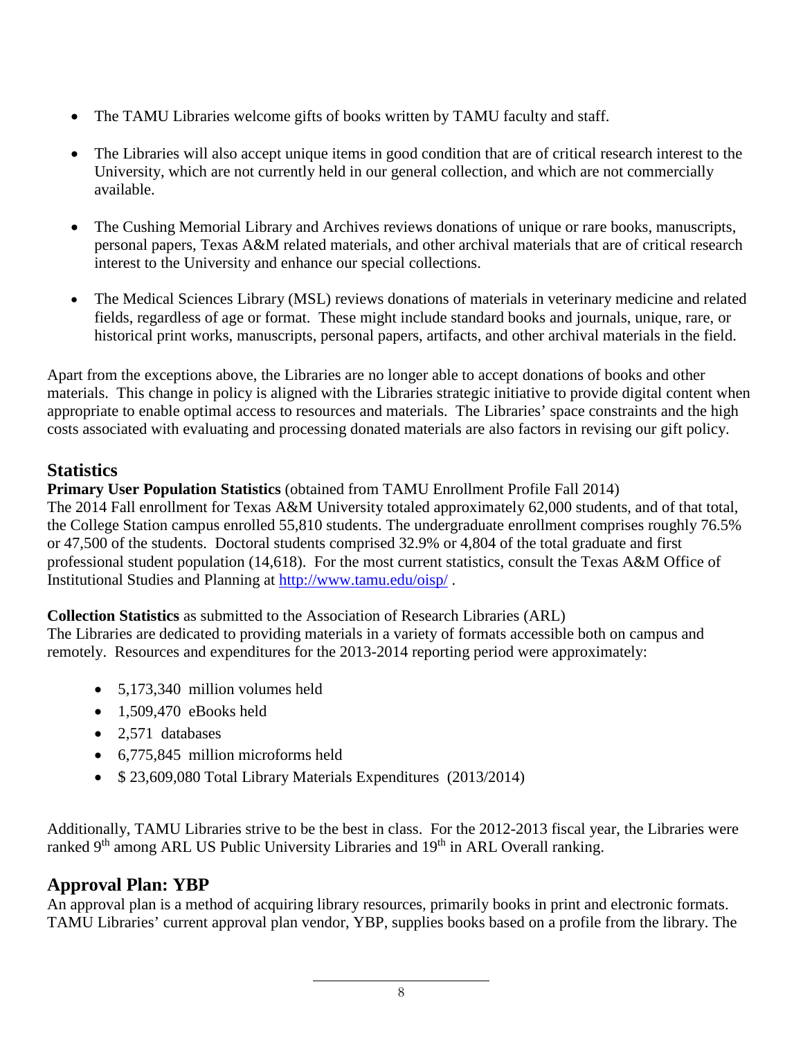- The TAMU Libraries welcome gifts of books written by TAMU faculty and staff.

- The Libraries will also accept unique items in good condition that are of critical research interest to the University, which are not currently held in our general collection, and which are not commercially available.

- The Cushing Memorial Library and Archives reviews donations of unique or rare books, manuscripts, personal papers, Texas A&M related materials, and other archival materials that are of critical research interest to the University and enhance our special collections.

- The Medical Sciences Library (MSL) reviews donations of materials in veterinary medicine and related fields, regardless of age or format. These might include standard books and journals, unique, rare, or historical print works, manuscripts, personal papers, artifacts, and other archival materials in the field.

Apart from the exceptions above, the Libraries are no longer able to accept donations of books and other materials. This change in policy is aligned with the Libraries strategic initiative to provide digital content when appropriate to enable optimal access to resources and materials. The Libraries' space constraints and the high costs associated with evaluating and processing donated materials are also factors in revising our gift policy.

## Statistics

**Primary User Population Statistics** (obtained from TAMU Enrollment Profile Fall 2014)
The 2014 Fall enrollment for Texas A&M University totaled approximately 62,000 students, and of that total, the College Station campus enrolled 55,810 students. The undergraduate enrollment comprises roughly 76.5% or 47,500 of the students. Doctoral students comprised 32.9% or 4,804 of the total graduate and first professional student population (14,618). For the most current statistics, consult the Texas A&M Office of Institutional Studies and Planning at http://www.tamu.edu/oisp/ .

**Collection Statistics** as submitted to the Association of Research Libraries (ARL)
The Libraries are dedicated to providing materials in a variety of formats accessible both on campus and remotely. Resources and expenditures for the 2013-2014 reporting period were approximately:

- 5,173,340 million volumes held
- 1,509,470 eBooks held
- 2,571 databases
- 6,775,845 million microforms held
- $ 23,609,080 Total Library Materials Expenditures (2013/2014)

Additionally, TAMU Libraries strive to be the best in class. For the 2012-2013 fiscal year, the Libraries were ranked 9th among ARL US Public University Libraries and 19th in ARL Overall ranking.

## Approval Plan: YBP

An approval plan is a method of acquiring library resources, primarily books in print and electronic formats. TAMU Libraries' current approval plan vendor, YBP, supplies books based on a profile from the library. The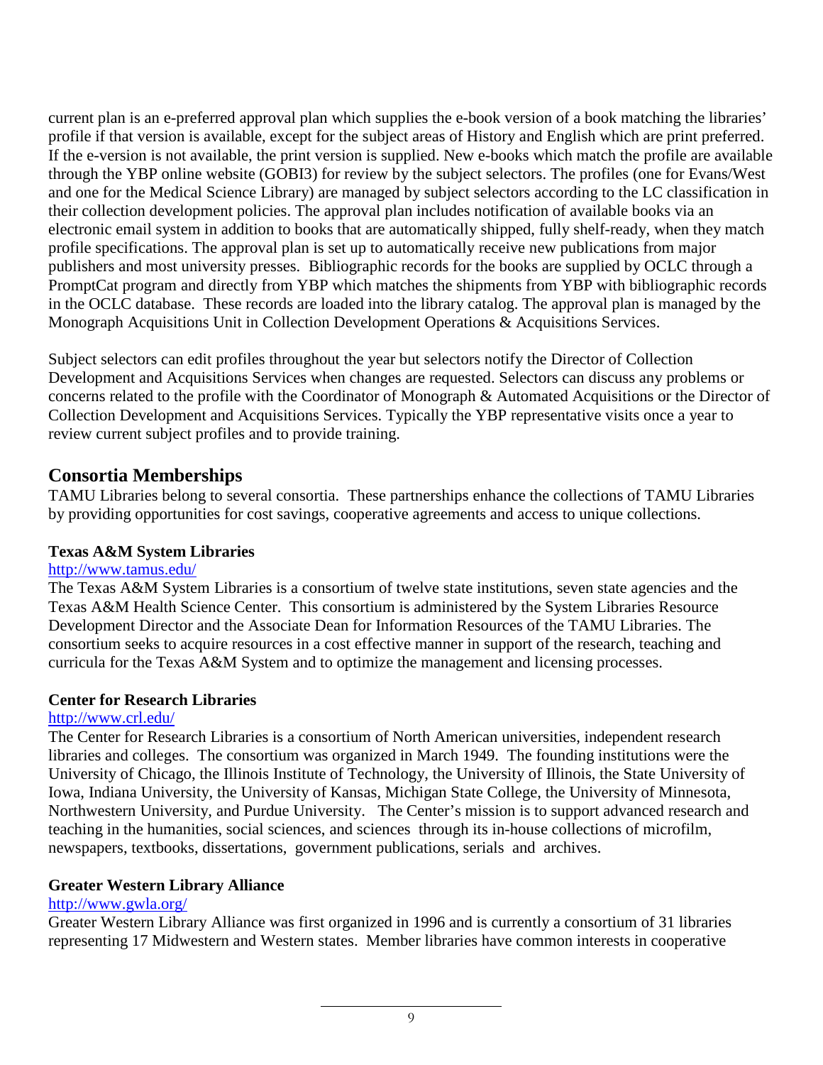current plan is an e-preferred approval plan which supplies the e-book version of a book matching the libraries' profile if that version is available, except for the subject areas of History and English which are print preferred. If the e-version is not available, the print version is supplied. New e-books which match the profile are available through the YBP online website (GOBI3) for review by the subject selectors. The profiles (one for Evans/West and one for the Medical Science Library) are managed by subject selectors according to the LC classification in their collection development policies. The approval plan includes notification of available books via an electronic email system in addition to books that are automatically shipped, fully shelf-ready, when they match profile specifications. The approval plan is set up to automatically receive new publications from major publishers and most university presses. Bibliographic records for the books are supplied by OCLC through a PromptCat program and directly from YBP which matches the shipments from YBP with bibliographic records in the OCLC database. These records are loaded into the library catalog. The approval plan is managed by the Monograph Acquisitions Unit in Collection Development Operations & Acquisitions Services.

Subject selectors can edit profiles throughout the year but selectors notify the Director of Collection Development and Acquisitions Services when changes are requested. Selectors can discuss any problems or concerns related to the profile with the Coordinator of Monograph & Automated Acquisitions or the Director of Collection Development and Acquisitions Services. Typically the YBP representative visits once a year to review current subject profiles and to provide training.

## Consortia Memberships

TAMU Libraries belong to several consortia. These partnerships enhance the collections of TAMU Libraries by providing opportunities for cost savings, cooperative agreements and access to unique collections.

**Texas A&M System Libraries**

http://www.tamus.edu/

The Texas A&M System Libraries is a consortium of twelve state institutions, seven state agencies and the Texas A&M Health Science Center. This consortium is administered by the System Libraries Resource Development Director and the Associate Dean for Information Resources of the TAMU Libraries. The consortium seeks to acquire resources in a cost effective manner in support of the research, teaching and curricula for the Texas A&M System and to optimize the management and licensing processes.

**Center for Research Libraries**

http://www.crl.edu/

The Center for Research Libraries is a consortium of North American universities, independent research libraries and colleges. The consortium was organized in March 1949. The founding institutions were the University of Chicago, the Illinois Institute of Technology, the University of Illinois, the State University of Iowa, Indiana University, the University of Kansas, Michigan State College, the University of Minnesota, Northwestern University, and Purdue University. The Center's mission is to support advanced research and teaching in the humanities, social sciences, and sciences through its in-house collections of microfilm, newspapers, textbooks, dissertations, government publications, serials and archives.

**Greater Western Library Alliance**

http://www.gwla.org/

Greater Western Library Alliance was first organized in 1996 and is currently a consortium of 31 libraries representing 17 Midwestern and Western states. Member libraries have common interests in cooperative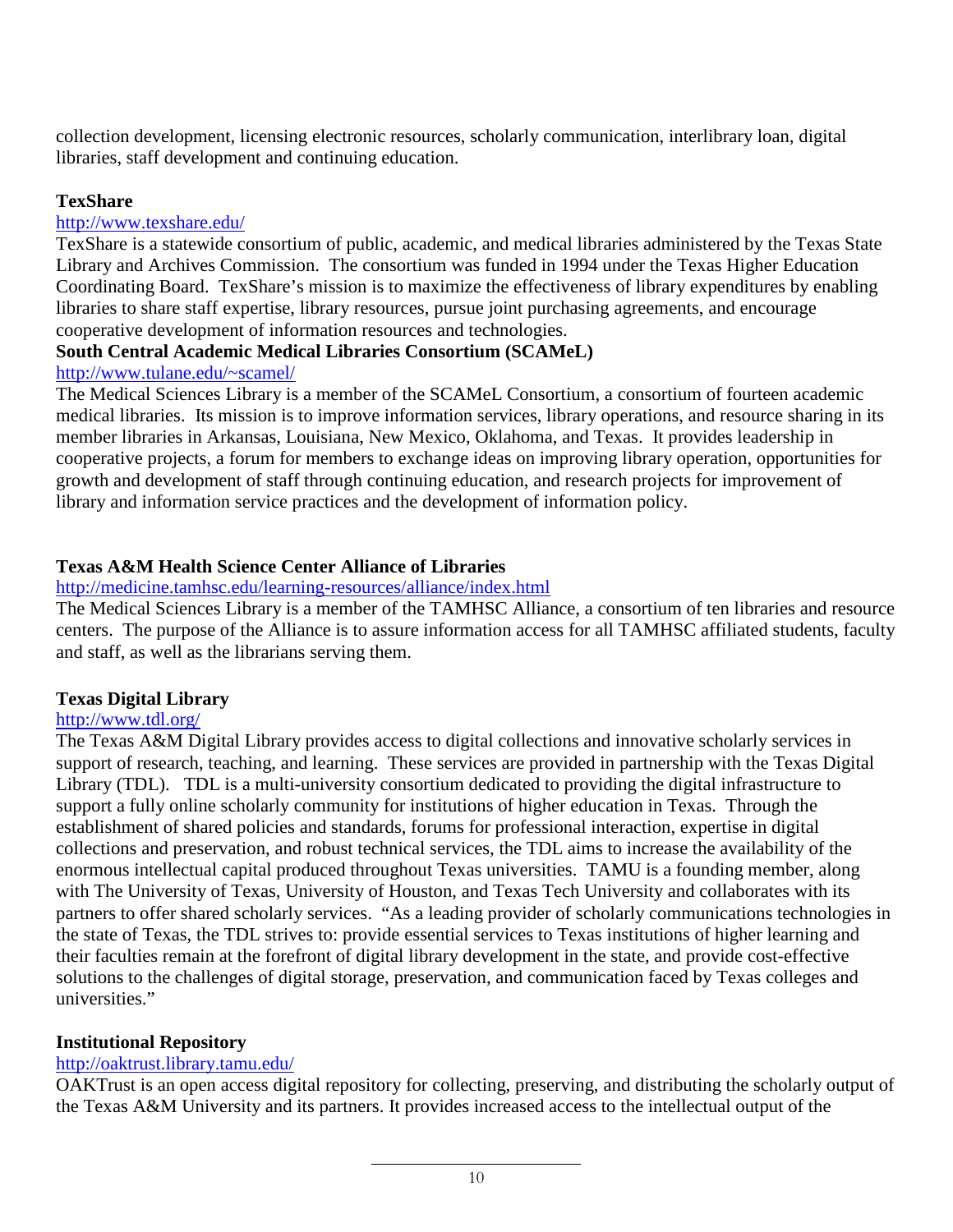collection development, licensing electronic resources, scholarly communication, interlibrary loan, digital libraries, staff development and continuing education.

**TexShare**

http://www.texshare.edu/

TexShare is a statewide consortium of public, academic, and medical libraries administered by the Texas State Library and Archives Commission. The consortium was funded in 1994 under the Texas Higher Education Coordinating Board. TexShare's mission is to maximize the effectiveness of library expenditures by enabling libraries to share staff expertise, library resources, pursue joint purchasing agreements, and encourage cooperative development of information resources and technologies.

**South Central Academic Medical Libraries Consortium (SCAMeL)**

http://www.tulane.edu/~scamel/

The Medical Sciences Library is a member of the SCAMeL Consortium, a consortium of fourteen academic medical libraries. Its mission is to improve information services, library operations, and resource sharing in its member libraries in Arkansas, Louisiana, New Mexico, Oklahoma, and Texas. It provides leadership in cooperative projects, a forum for members to exchange ideas on improving library operation, opportunities for growth and development of staff through continuing education, and research projects for improvement of library and information service practices and the development of information policy.

**Texas A&M Health Science Center Alliance of Libraries**

http://medicine.tamhsc.edu/learning-resources/alliance/index.html

The Medical Sciences Library is a member of the TAMHSC Alliance, a consortium of ten libraries and resource centers. The purpose of the Alliance is to assure information access for all TAMHSC affiliated students, faculty and staff, as well as the librarians serving them.

**Texas Digital Library**

http://www.tdl.org/

The Texas A&M Digital Library provides access to digital collections and innovative scholarly services in support of research, teaching, and learning. These services are provided in partnership with the Texas Digital Library (TDL). TDL is a multi-university consortium dedicated to providing the digital infrastructure to support a fully online scholarly community for institutions of higher education in Texas. Through the establishment of shared policies and standards, forums for professional interaction, expertise in digital collections and preservation, and robust technical services, the TDL aims to increase the availability of the enormous intellectual capital produced throughout Texas universities. TAMU is a founding member, along with The University of Texas, University of Houston, and Texas Tech University and collaborates with its partners to offer shared scholarly services. "As a leading provider of scholarly communications technologies in the state of Texas, the TDL strives to: provide essential services to Texas institutions of higher learning and their faculties remain at the forefront of digital library development in the state, and provide cost-effective solutions to the challenges of digital storage, preservation, and communication faced by Texas colleges and universities."

**Institutional Repository**

http://oaktrust.library.tamu.edu/

OAKTrust is an open access digital repository for collecting, preserving, and distributing the scholarly output of the Texas A&M University and its partners. It provides increased access to the intellectual output of the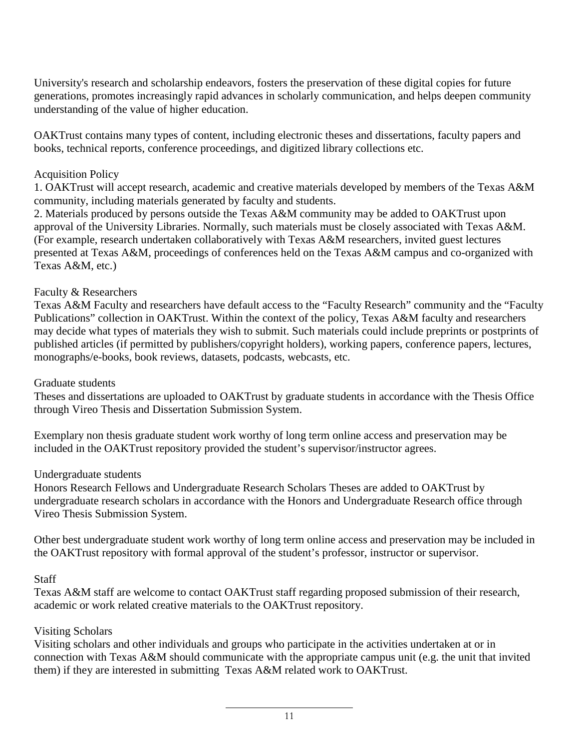University's research and scholarship endeavors, fosters the preservation of these digital copies for future generations, promotes increasingly rapid advances in scholarly communication, and helps deepen community understanding of the value of higher education.

OAKTrust contains many types of content, including electronic theses and dissertations, faculty papers and books, technical reports, conference proceedings, and digitized library collections etc.

Acquisition Policy

1. OAKTrust will accept research, academic and creative materials developed by members of the Texas A&M community, including materials generated by faculty and students.
2. Materials produced by persons outside the Texas A&M community may be added to OAKTrust upon approval of the University Libraries. Normally, such materials must be closely associated with Texas A&M. (For example, research undertaken collaboratively with Texas A&M researchers, invited guest lectures presented at Texas A&M, proceedings of conferences held on the Texas A&M campus and co-organized with Texas A&M, etc.)

Faculty & Researchers

Texas A&M Faculty and researchers have default access to the "Faculty Research" community and the "Faculty Publications" collection in OAKTrust. Within the context of the policy, Texas A&M faculty and researchers may decide what types of materials they wish to submit. Such materials could include preprints or postprints of published articles (if permitted by publishers/copyright holders), working papers, conference papers, lectures, monographs/e-books, book reviews, datasets, podcasts, webcasts, etc.

Graduate students

Theses and dissertations are uploaded to OAKTrust by graduate students in accordance with the Thesis Office through Vireo Thesis and Dissertation Submission System.

Exemplary non thesis graduate student work worthy of long term online access and preservation may be included in the OAKTrust repository provided the student's supervisor/instructor agrees.

Undergraduate students

Honors Research Fellows and Undergraduate Research Scholars Theses are added to OAKTrust by undergraduate research scholars in accordance with the Honors and Undergraduate Research office through Vireo Thesis Submission System.

Other best undergraduate student work worthy of long term online access and preservation may be included in the OAKTrust repository with formal approval of the student's professor, instructor or supervisor.

Staff

Texas A&M staff are welcome to contact OAKTrust staff regarding proposed submission of their research, academic or work related creative materials to the OAKTrust repository.

Visiting Scholars

Visiting scholars and other individuals and groups who participate in the activities undertaken at or in connection with Texas A&M should communicate with the appropriate campus unit (e.g. the unit that invited them) if they are interested in submitting Texas A&M related work to OAKTrust.